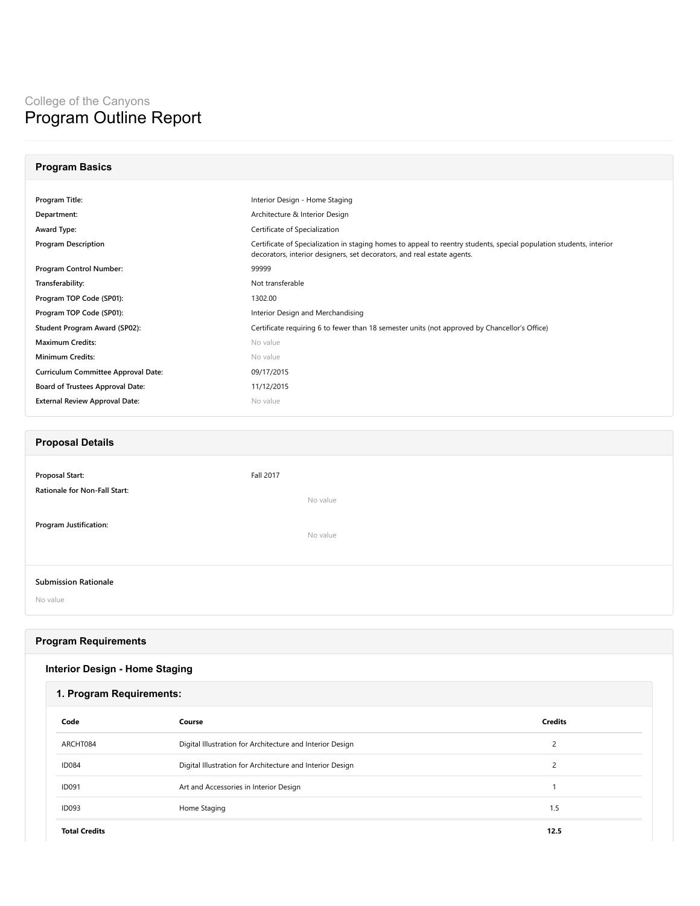College of the Canyons

# Program Outline Report

## Program Basics

| | |
|---|---|
| **Program Title:** | Interior Design - Home Staging |
| **Department:** | Architecture & Interior Design |
| **Award Type:** | Certificate of Specialization |
| **Program Description** | Certificate of Specialization in staging homes to appeal to reentry students, special population students, interior decorators, interior designers, set decorators, and real estate agents. |
| **Program Control Number:** | 99999 |
| **Transferability:** | Not transferable |
| **Program TOP Code (SP01):** | 1302.00 |
| **Program TOP Code (SP01):** | Interior Design and Merchandising |
| **Student Program Award (SP02):** | Certificate requiring 6 to fewer than 18 semester units (not approved by Chancellor's Office) |
| **Maximum Credits:** | No value |
| **Minimum Credits:** | No value |
| **Curriculum Committee Approval Date:** | 09/17/2015 |
| **Board of Trustees Approval Date:** | 11/12/2015 |
| **External Review Approval Date:** | No value |

## Proposal Details

| | |
|---|---|
| **Proposal Start:** | Fall 2017 |
| **Rationale for Non-Fall Start:** | No value |
| **Program Justification:** | No value |

**Submission Rationale**

No value

## Program Requirements

### Interior Design - Home Staging

#### 1. Program Requirements:

| Code | Course | Credits |
|---|---|---|
| ARCHT084 | Digital Illustration for Architecture and Interior Design | 2 |
| ID084 | Digital Illustration for Architecture and Interior Design | 2 |
| ID091 | Art and Accessories in Interior Design | 1 |
| ID093 | Home Staging | 1.5 |
| **Total Credits** | | **12.5** |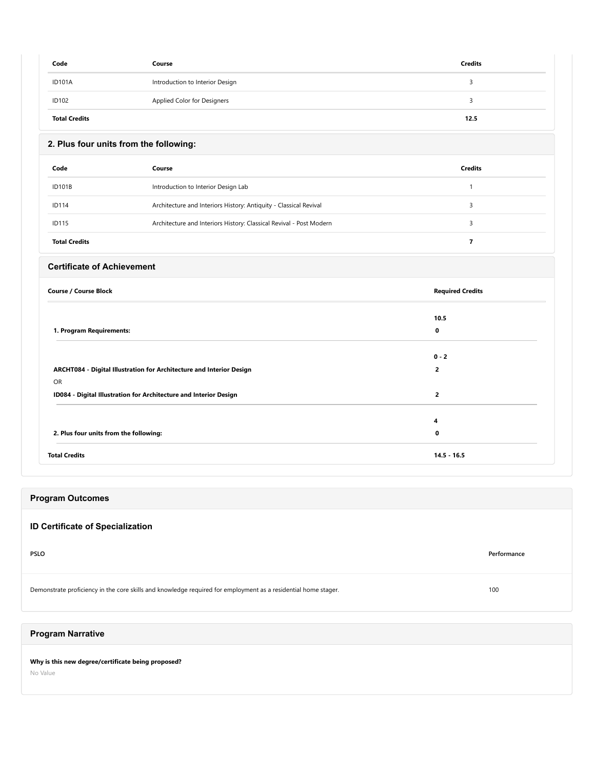| Code | Course | Credits |
| --- | --- | --- |
| ID101A | Introduction to Interior Design | 3 |
| ID102 | Applied Color for Designers | 3 |
| **Total Credits** | | **12.5** |

### 2. Plus four units from the following:

| Code | Course | Credits |
| --- | --- | --- |
| ID101B | Introduction to Interior Design Lab | 1 |
| ID114 | Architecture and Interiors History: Antiquity - Classical Revival | 3 |
| ID115 | Architecture and Interiors History: Classical Revival - Post Modern | 3 |
| **Total Credits** | | **7** |

### Certificate of Achievement

| Course / Course Block | Required Credits |
| --- | --- |
| **1. Program Requirements:** | **10.5**<br>**0** |
| **ARCHT084 - Digital Illustration for Architecture and Interior Design**<br>OR<br>**ID084 - Digital Illustration for Architecture and Interior Design** | **0 - 2**<br>**2**<br><br>**2** |
| **2. Plus four units from the following:** | **4**<br>**0** |
| **Total Credits** | **14.5 - 16.5** |

## Program Outcomes

### ID Certificate of Specialization

| PSLO | Performance |
| --- | --- |
| Demonstrate proficiency in the core skills and knowledge required for employment as a residential home stager. | 100 |

## Program Narrative

**Why is this new degree/certificate being proposed?**

No Value